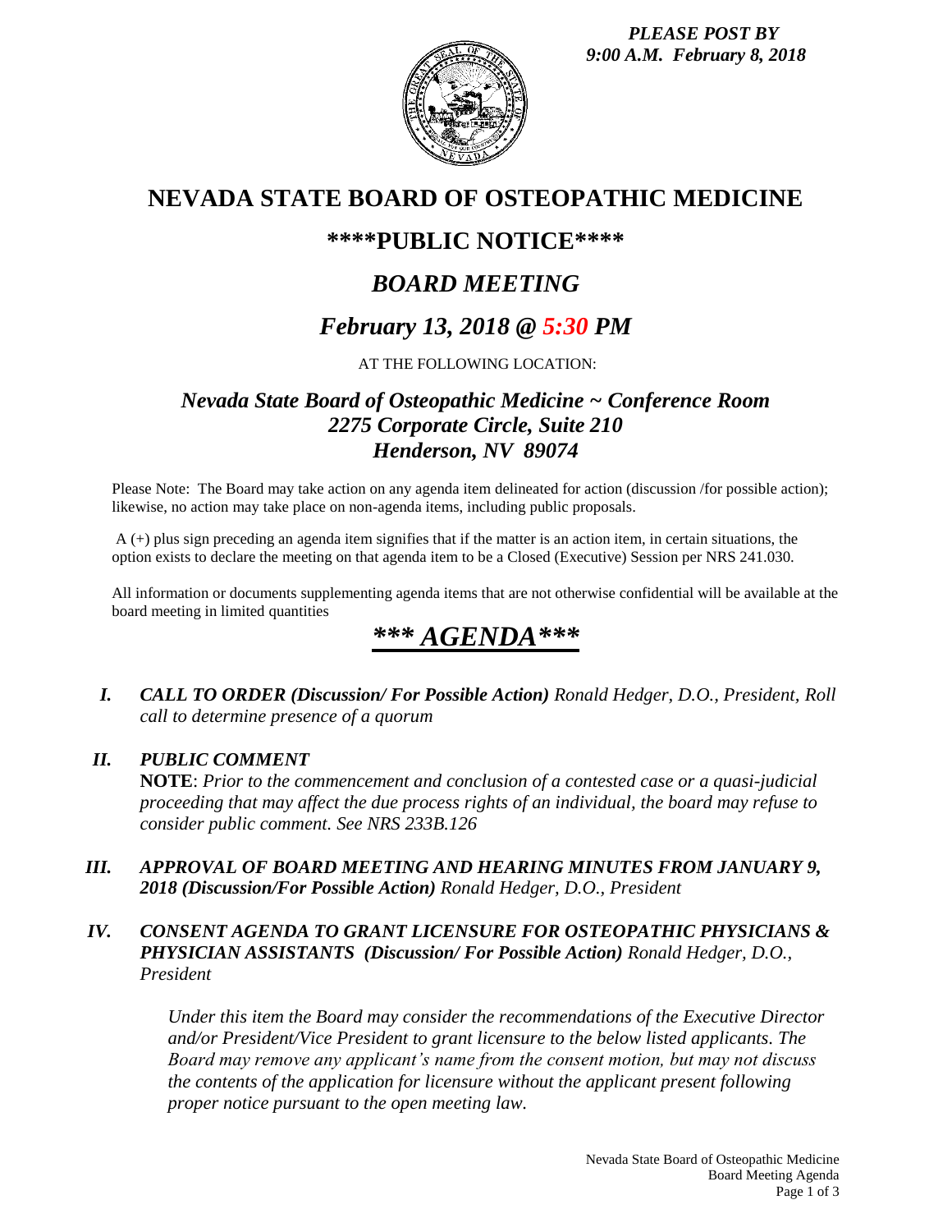*PLEASE POST BY*
*9:00 A.M. February 8, 2018*

# NEVADA STATE BOARD OF OSTEOPATHIC MEDICINE

## \*\*\*\*PUBLIC NOTICE\*\*\*\*

## *BOARD MEETING*

## *February 13, 2018 @ 5:30 PM*

AT THE FOLLOWING LOCATION:

### *Nevada State Board of Osteopathic Medicine ~ Conference Room*
### *2275 Corporate Circle, Suite 210*
### *Henderson, NV 89074*

Please Note: The Board may take action on any agenda item delineated for action (discussion /for possible action); likewise, no action may take place on non-agenda items, including public proposals.

A (+) plus sign preceding an agenda item signifies that if the matter is an action item, in certain situations, the option exists to declare the meeting on that agenda item to be a Closed (Executive) Session per NRS 241.030.

All information or documents supplementing agenda items that are not otherwise confidential will be available at the board meeting in limited quantities

## *\*\*\* AGENDA\*\*\**

**I.** ***CALL TO ORDER (Discussion/ For Possible Action)*** *Ronald Hedger, D.O., President, Roll call to determine presence of a quorum*

**II.** ***PUBLIC COMMENT***
**NOTE**: *Prior to the commencement and conclusion of a contested case or a quasi-judicial proceeding that may affect the due process rights of an individual, the board may refuse to consider public comment. See NRS 233B.126*

**III.** ***APPROVAL OF BOARD MEETING AND HEARING MINUTES FROM JANUARY 9, 2018 (Discussion/For Possible Action)*** *Ronald Hedger, D.O., President*

**IV.** ***CONSENT AGENDA TO GRANT LICENSURE FOR OSTEOPATHIC PHYSICIANS & PHYSICIAN ASSISTANTS (Discussion/ For Possible Action)*** *Ronald Hedger, D.O., President*

*Under this item the Board may consider the recommendations of the Executive Director and/or President/Vice President to grant licensure to the below listed applicants. The Board may remove any applicant's name from the consent motion, but may not discuss the contents of the application for licensure without the applicant present following proper notice pursuant to the open meeting law.*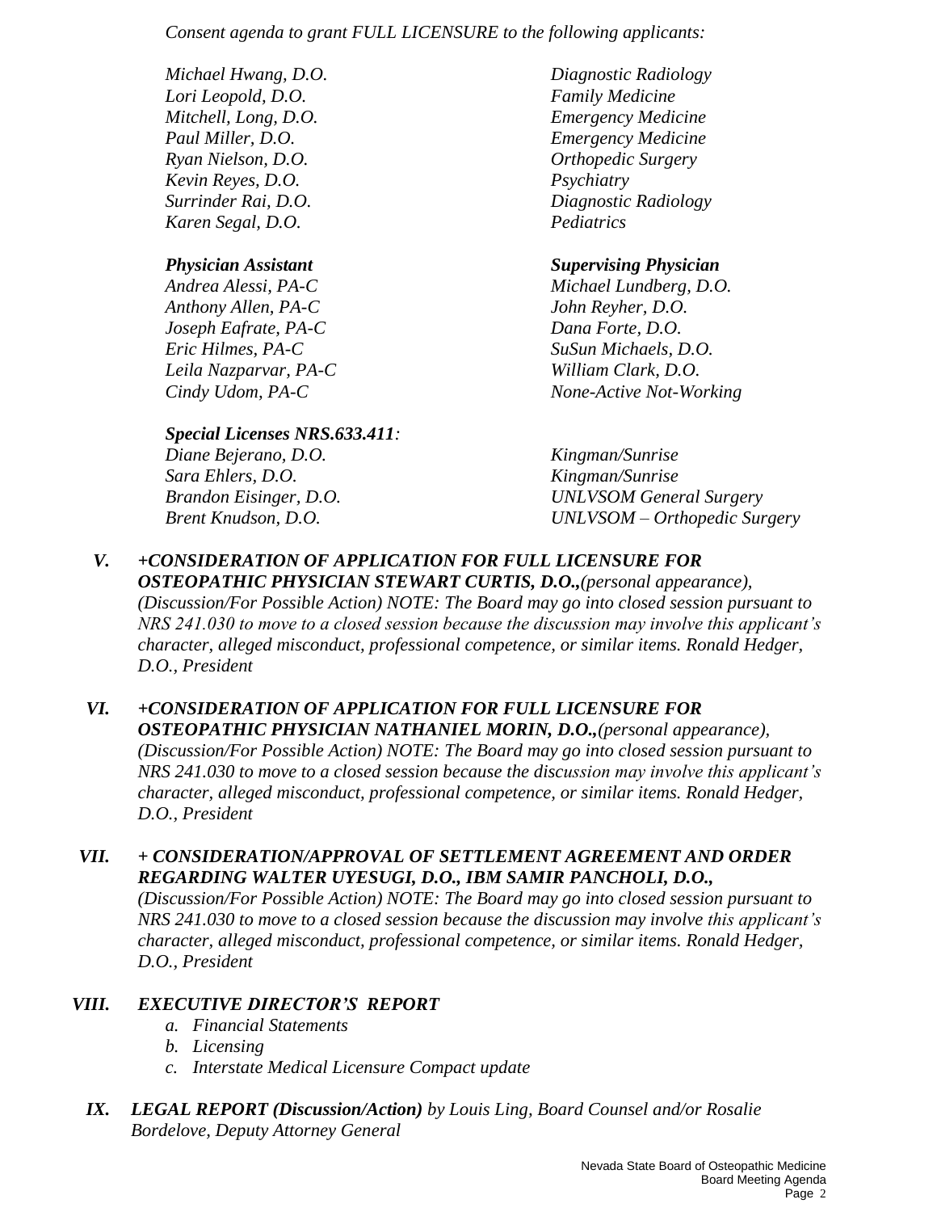*Consent agenda to grant FULL LICENSURE to the following applicants:*

| | |
|---|---|
| *Michael Hwang, D.O.* | *Diagnostic Radiology* |
| *Lori Leopold, D.O.* | *Family Medicine* |
| *Mitchell, Long, D.O.* | *Emergency Medicine* |
| *Paul Miller, D.O.* | *Emergency Medicine* |
| *Ryan Nielson, D.O.* | *Orthopedic Surgery* |
| *Kevin Reyes, D.O.* | *Psychiatry* |
| *Surrinder Rai, D.O.* | *Diagnostic Radiology* |
| *Karen Segal, D.O.* | *Pediatrics* |

| ***Physician Assistant*** | ***Supervising Physician*** |
|---|---|
| *Andrea Alessi, PA-C* | *Michael Lundberg, D.O.* |
| *Anthony Allen, PA-C* | *John Reyher, D.O.* |
| *Joseph Eafrate, PA-C* | *Dana Forte, D.O.* |
| *Eric Hilmes, PA-C* | *SuSun Michaels, D.O.* |
| *Leila Nazparvar, PA-C* | *William Clark, D.O.* |
| *Cindy Udom, PA-C* | *None-Active Not-Working* |

***Special Licenses NRS.633.411:***

| | |
|---|---|
| *Diane Bejerano, D.O.* | *Kingman/Sunrise* |
| *Sara Ehlers, D.O.* | *Kingman/Sunrise* |
| *Brandon Eisinger, D.O.* | *UNLVSOM General Surgery* |
| *Brent Knudson, D.O.* | *UNLVSOM – Orthopedic Surgery* |

**V.** ***+CONSIDERATION OF APPLICATION FOR FULL LICENSURE FOR OSTEOPATHIC PHYSICIAN STEWART CURTIS, D.O.,****(personal appearance), (Discussion/For Possible Action) NOTE: The Board may go into closed session pursuant to NRS 241.030 to move to a closed session because the discussion may involve this applicant's character, alleged misconduct, professional competence, or similar items. Ronald Hedger, D.O., President*

**VI.** ***+CONSIDERATION OF APPLICATION FOR FULL LICENSURE FOR OSTEOPATHIC PHYSICIAN NATHANIEL MORIN, D.O.,****(personal appearance), (Discussion/For Possible Action) NOTE: The Board may go into closed session pursuant to NRS 241.030 to move to a closed session because the discussion may involve this applicant's character, alleged misconduct, professional competence, or similar items. Ronald Hedger, D.O., President*

**VII.** ***+ CONSIDERATION/APPROVAL OF SETTLEMENT AGREEMENT AND ORDER REGARDING WALTER UYESUGI, D.O., IBM SAMIR PANCHOLI, D.O.,*** *(Discussion/For Possible Action) NOTE: The Board may go into closed session pursuant to NRS 241.030 to move to a closed session because the discussion may involve this applicant's character, alleged misconduct, professional competence, or similar items. Ronald Hedger, D.O., President*

**VIII.** ***EXECUTIVE DIRECTOR'S REPORT***

*a. Financial Statements*
*b. Licensing*
*c. Interstate Medical Licensure Compact update*

**IX.** ***LEGAL REPORT (Discussion/Action)*** *by Louis Ling, Board Counsel and/or Rosalie Bordelove, Deputy Attorney General*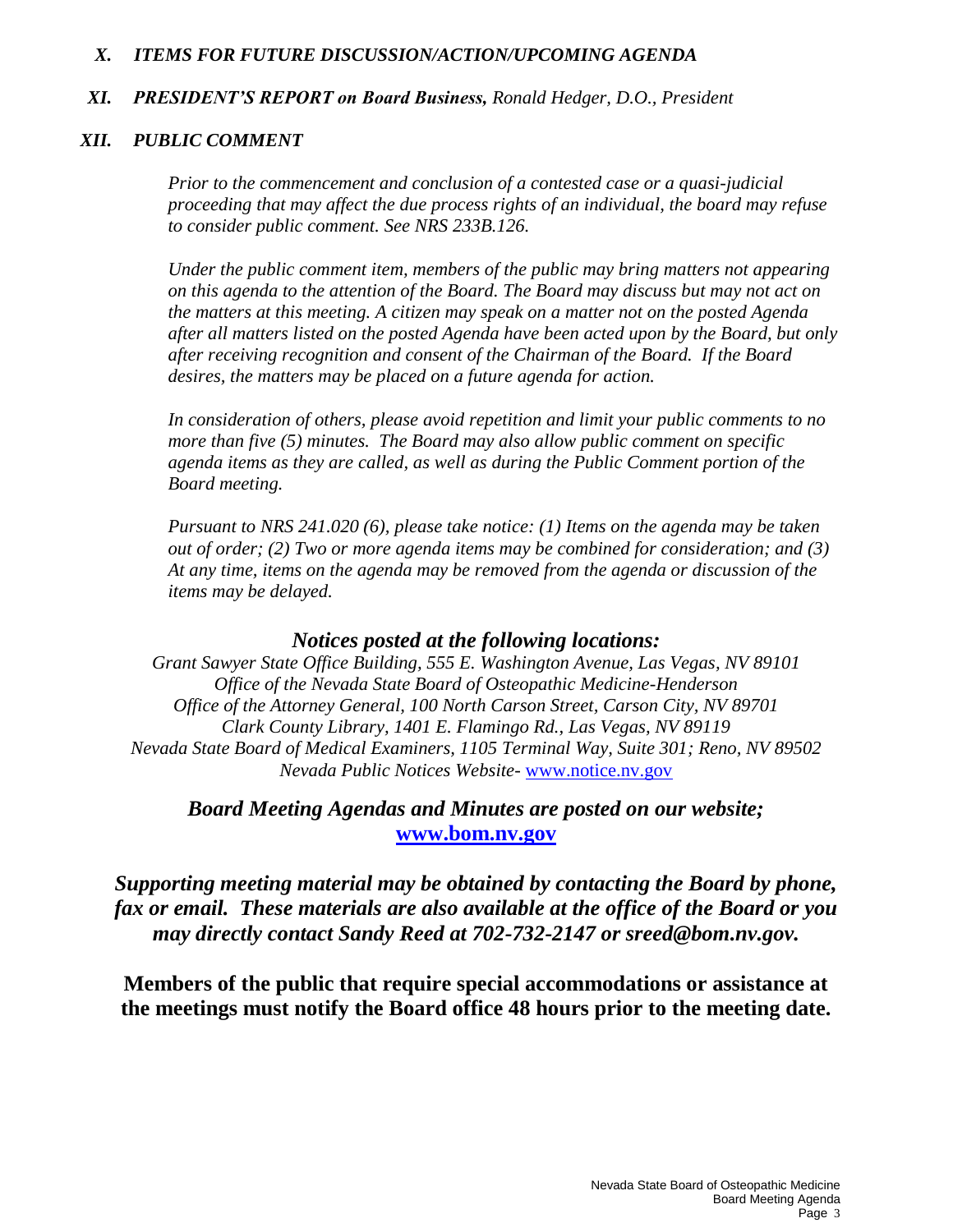## *X. ITEMS FOR FUTURE DISCUSSION/ACTION/UPCOMING AGENDA*

## *XI. PRESIDENT'S REPORT on Board Business, Ronald Hedger, D.O., President*

## *XII. PUBLIC COMMENT*

*Prior to the commencement and conclusion of a contested case or a quasi-judicial proceeding that may affect the due process rights of an individual, the board may refuse to consider public comment. See NRS 233B.126.*

*Under the public comment item, members of the public may bring matters not appearing on this agenda to the attention of the Board. The Board may discuss but may not act on the matters at this meeting. A citizen may speak on a matter not on the posted Agenda after all matters listed on the posted Agenda have been acted upon by the Board, but only after receiving recognition and consent of the Chairman of the Board. If the Board desires, the matters may be placed on a future agenda for action.*

*In consideration of others, please avoid repetition and limit your public comments to no more than five (5) minutes. The Board may also allow public comment on specific agenda items as they are called, as well as during the Public Comment portion of the Board meeting.*

*Pursuant to NRS 241.020 (6), please take notice: (1) Items on the agenda may be taken out of order; (2) Two or more agenda items may be combined for consideration; and (3) At any time, items on the agenda may be removed from the agenda or discussion of the items may be delayed.*

### *Notices posted at the following locations:*

*Grant Sawyer State Office Building, 555 E. Washington Avenue, Las Vegas, NV 89101*
*Office of the Nevada State Board of Osteopathic Medicine-Henderson*
*Office of the Attorney General, 100 North Carson Street, Carson City, NV 89701*
*Clark County Library, 1401 E. Flamingo Rd., Las Vegas, NV 89119*
*Nevada State Board of Medical Examiners, 1105 Terminal Way, Suite 301; Reno, NV 89502*
*Nevada Public Notices Website-* www.notice.nv.gov

### *Board Meeting Agendas and Minutes are posted on our website;* **www.bom.nv.gov**

***Supporting meeting material may be obtained by contacting the Board by phone, fax or email. These materials are also available at the office of the Board or you may directly contact Sandy Reed at 702-732-2147 or sreed@bom.nv.gov.***

**Members of the public that require special accommodations or assistance at the meetings must notify the Board office 48 hours prior to the meeting date.**